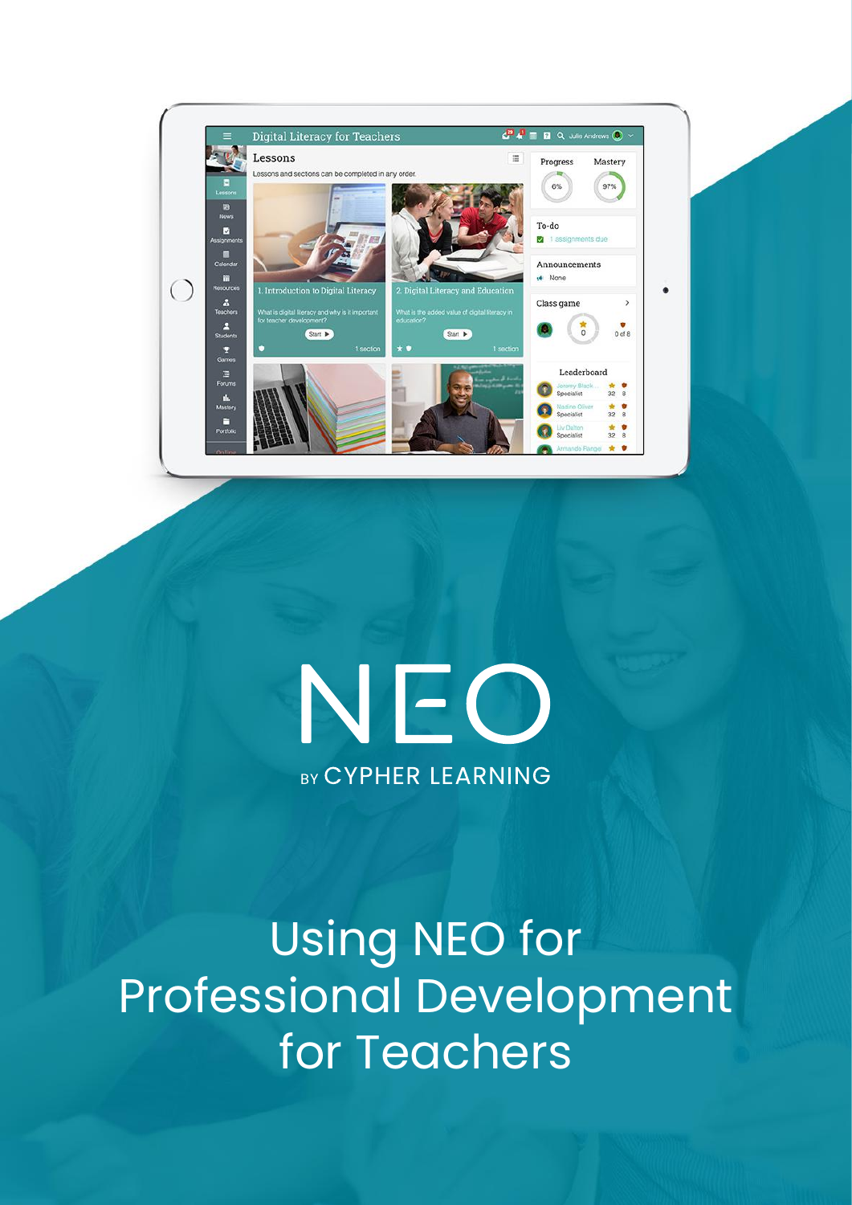# NEO

BY CYPHER LEARNING

# Using NEO for Professional Development for Teachers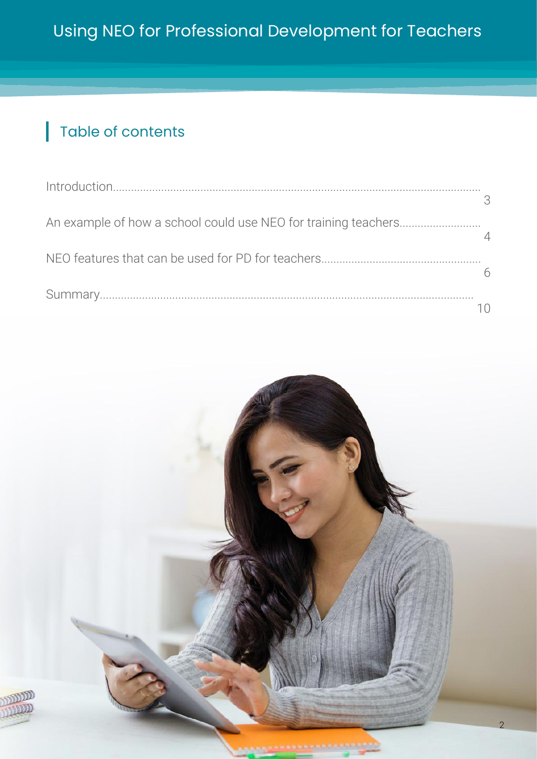## Table of contents

| | |
|---|---|
| Introduction | 3 |
| An example of how a school could use NEO for training teachers | 4 |
| NEO features that can be used for PD for teachers | 6 |
| Summary | 10 |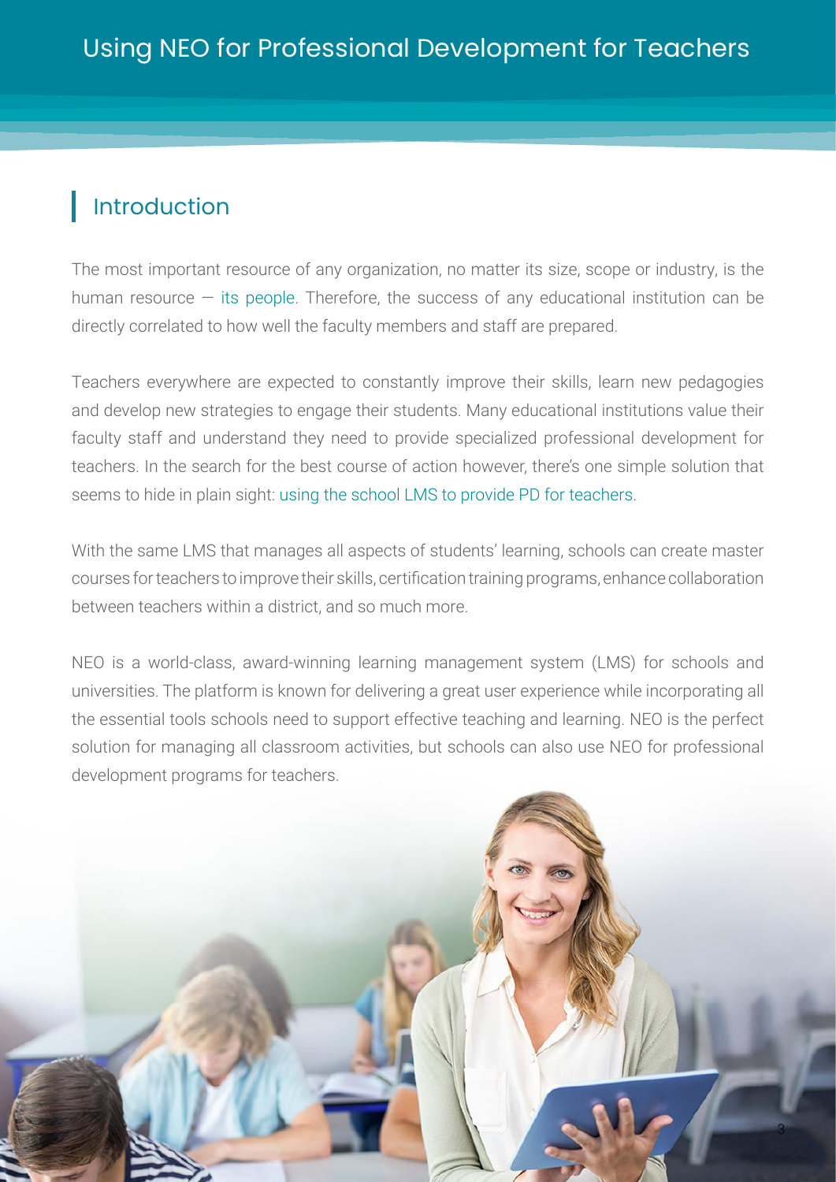# Using NEO for Professional Development for Teachers

## Introduction

The most important resource of any organization, no matter its size, scope or industry, is the human resource — its people. Therefore, the success of any educational institution can be directly correlated to how well the faculty members and staff are prepared.

Teachers everywhere are expected to constantly improve their skills, learn new pedagogies and develop new strategies to engage their students. Many educational institutions value their faculty staff and understand they need to provide specialized professional development for teachers. In the search for the best course of action however, there's one simple solution that seems to hide in plain sight: using the school LMS to provide PD for teachers.

With the same LMS that manages all aspects of students' learning, schools can create master courses for teachers to improve their skills, certification training programs, enhance collaboration between teachers within a district, and so much more.

NEO is a world-class, award-winning learning management system (LMS) for schools and universities. The platform is known for delivering a great user experience while incorporating all the essential tools schools need to support effective teaching and learning. NEO is the perfect solution for managing all classroom activities, but schools can also use NEO for professional development programs for teachers.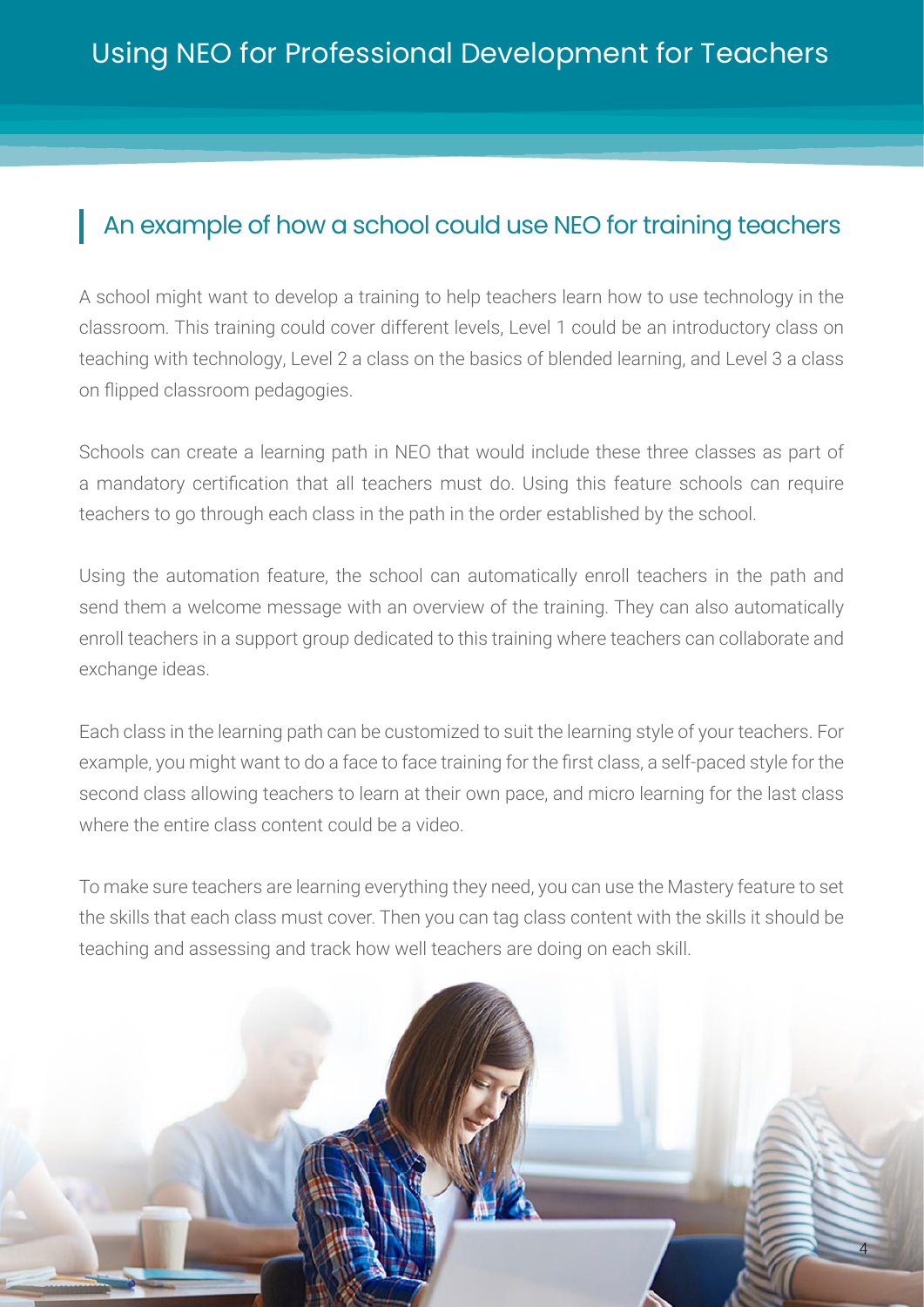## An example of how a school could use NEO for training teachers

A school might want to develop a training to help teachers learn how to use technology in the classroom. This training could cover different levels, Level 1 could be an introductory class on teaching with technology, Level 2 a class on the basics of blended learning, and Level 3 a class on flipped classroom pedagogies.

Schools can create a learning path in NEO that would include these three classes as part of a mandatory certification that all teachers must do. Using this feature schools can require teachers to go through each class in the path in the order established by the school.

Using the automation feature, the school can automatically enroll teachers in the path and send them a welcome message with an overview of the training. They can also automatically enroll teachers in a support group dedicated to this training where teachers can collaborate and exchange ideas.

Each class in the learning path can be customized to suit the learning style of your teachers. For example, you might want to do a face to face training for the first class, a self-paced style for the second class allowing teachers to learn at their own pace, and micro learning for the last class where the entire class content could be a video.

To make sure teachers are learning everything they need, you can use the Mastery feature to set the skills that each class must cover. Then you can tag class content with the skills it should be teaching and assessing and track how well teachers are doing on each skill.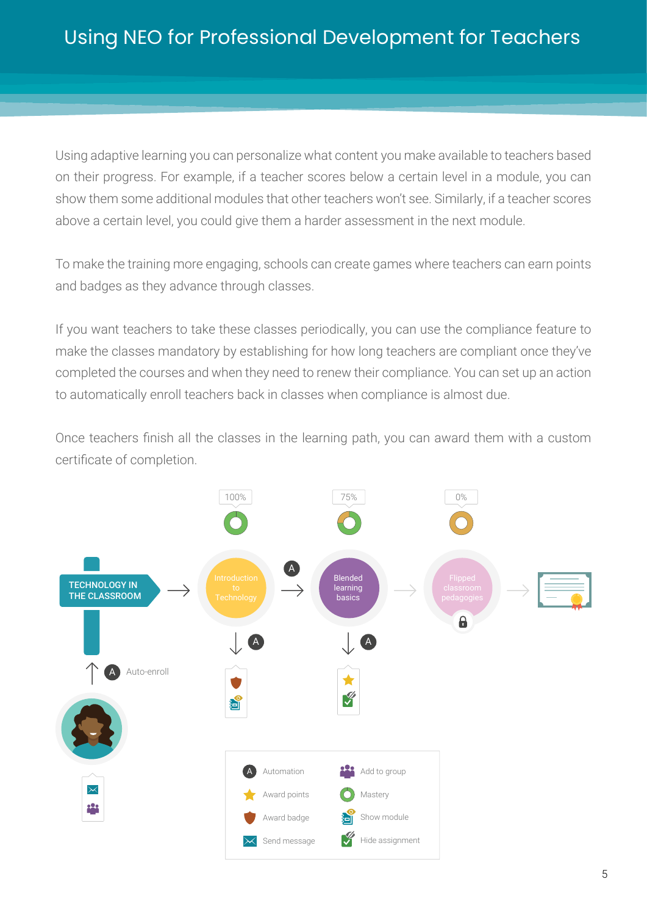# Using NEO for Professional Development for Teachers

Using adaptive learning you can personalize what content you make available to teachers based on their progress. For example, if a teacher scores below a certain level in a module, you can show them some additional modules that other teachers won't see. Similarly, if a teacher scores above a certain level, you could give them a harder assessment in the next module.

To make the training more engaging, schools can create games where teachers can earn points and badges as they advance through classes.

If you want teachers to take these classes periodically, you can use the compliance feature to make the classes mandatory by establishing for how long teachers are compliant once they've completed the courses and when they need to renew their compliance. You can set up an action to automatically enroll teachers back in classes when compliance is almost due.

Once teachers finish all the classes in the learning path, you can award them with a custom certificate of completion.

TECHNOLOGY IN THE CLASSROOM

Auto-enroll

100% — Introduction to Technology

75% — Blended learning basics

0% — Flipped classroom pedagogies

| | |
|---|---|
| Automation | Add to group |
| Award points | Mastery |
| Award badge | Show module |
| Send message | Hide assignment |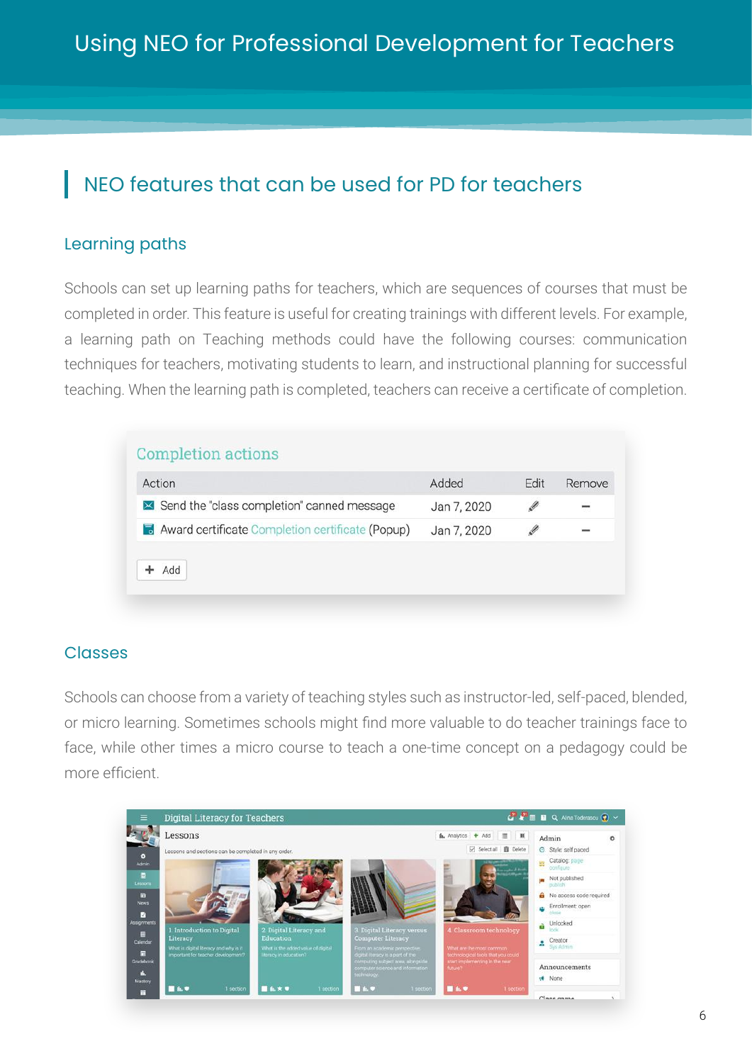## NEO features that can be used for PD for teachers

### Learning paths

Schools can set up learning paths for teachers, which are sequences of courses that must be completed in order. This feature is useful for creating trainings with different levels. For example, a learning path on Teaching methods could have the following courses: communication techniques for teachers, motivating students to learn, and instructional planning for successful teaching. When the learning path is completed, teachers can receive a certificate of completion.

Completion actions

| Action | Added | Edit | Remove |
|---|---|---|---|
| Send the "class completion" canned message | Jan 7, 2020 | | – |
| Award certificate Completion certificate (Popup) | Jan 7, 2020 | | – |

+ Add

### Classes

Schools can choose from a variety of teaching styles such as instructor-led, self-paced, blended, or micro learning. Sometimes schools might find more valuable to do teacher trainings face to face, while other times a micro course to teach a one-time concept on a pedagogy could be more efficient.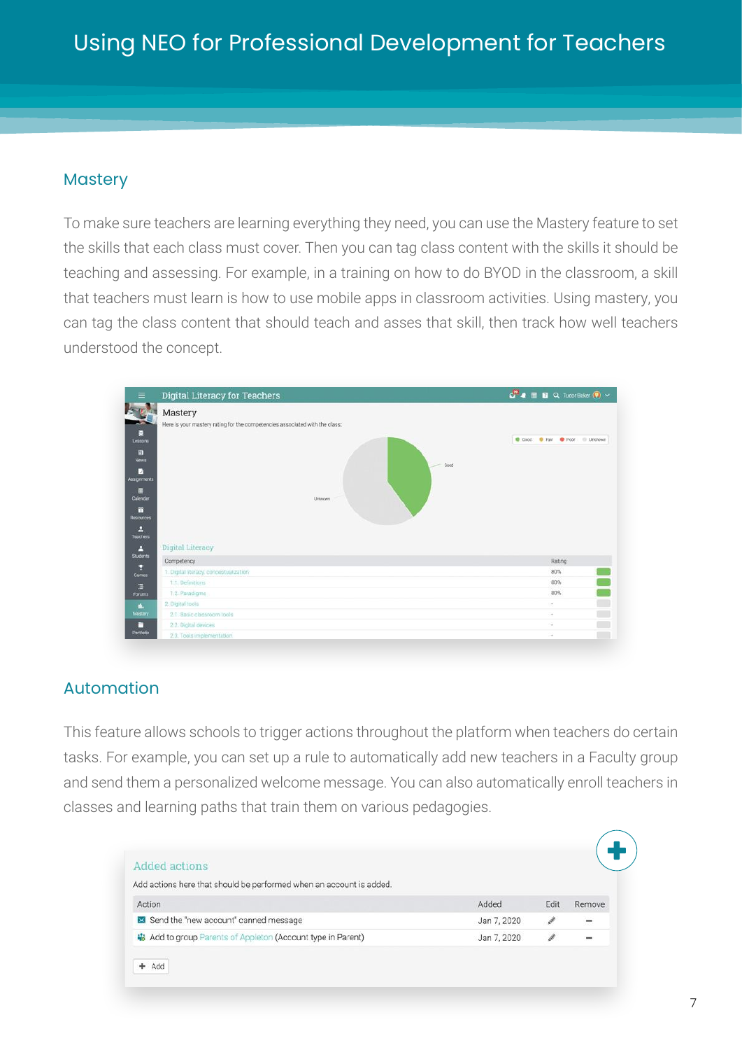# Using NEO for Professional Development for Teachers

## Mastery

To make sure teachers are learning everything they need, you can use the Mastery feature to set the skills that each class must cover. Then you can tag class content with the skills it should be teaching and assessing. For example, in a training on how to do BYOD in the classroom, a skill that teachers must learn is how to use mobile apps in classroom activities. Using mastery, you can tag the class content that should teach and asses that skill, then track how well teachers understood the concept.

## Automation

This feature allows schools to trigger actions throughout the platform when teachers do certain tasks. For example, you can set up a rule to automatically add new teachers in a Faculty group and send them a personalized welcome message. You can also automatically enroll teachers in classes and learning paths that train them on various pedagogies.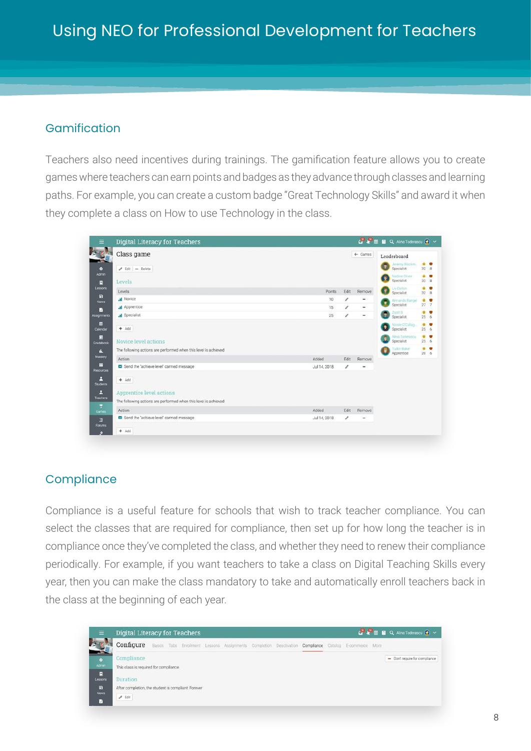## Gamification

Teachers also need incentives during trainings. The gamification feature allows you to create games where teachers can earn points and badges as they advance through classes and learning paths. For example, you can create a custom badge "Great Technology Skills" and award it when they complete a class on How to use Technology in the class.

## Compliance

Compliance is a useful feature for schools that wish to track teacher compliance. You can select the classes that are required for compliance, then set up for how long the teacher is in compliance once they've completed the class, and whether they need to renew their compliance periodically. For example, if you want teachers to take a class on Digital Teaching Skills every year, then you can make the class mandatory to take and automatically enroll teachers back in the class at the beginning of each year.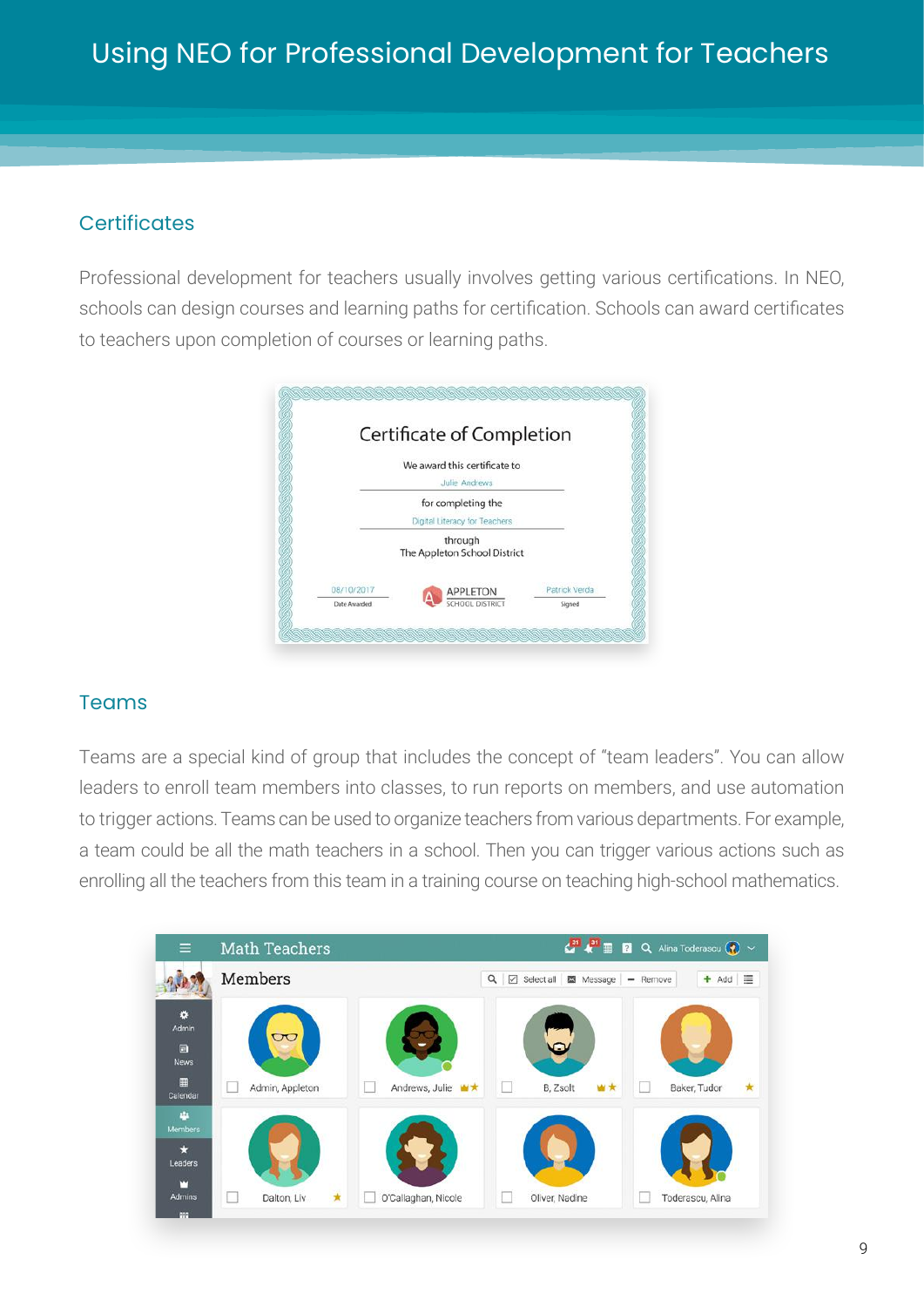# Using NEO for Professional Development for Teachers

## Certificates

Professional development for teachers usually involves getting various certifications. In NEO, schools can design courses and learning paths for certification. Schools can award certificates to teachers upon completion of courses or learning paths.

## Teams

Teams are a special kind of group that includes the concept of "team leaders". You can allow leaders to enroll team members into classes, to run reports on members, and use automation to trigger actions. Teams can be used to organize teachers from various departments. For example, a team could be all the math teachers in a school. Then you can trigger various actions such as enrolling all the teachers from this team in a training course on teaching high-school mathematics.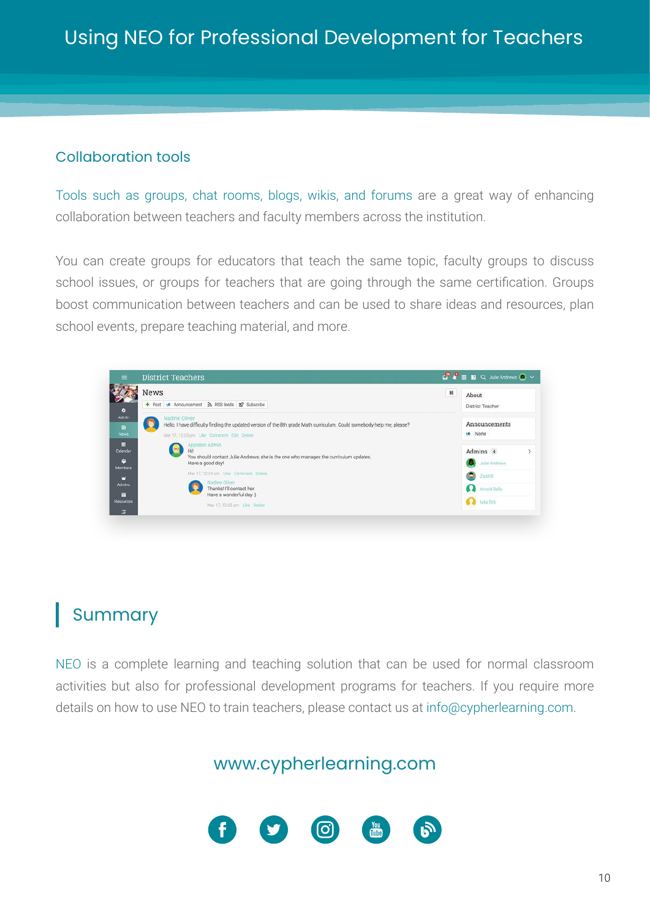# Using NEO for Professional Development for Teachers

## Collaboration tools

Tools such as groups, chat rooms, blogs, wikis, and forums are a great way of enhancing collaboration between teachers and faculty members across the institution.

You can create groups for educators that teach the same topic, faculty groups to discuss school issues, or groups for teachers that are going through the same certification. Groups boost communication between teachers and can be used to share ideas and resources, plan school events, prepare teaching material, and more.

## Summary

NEO is a complete learning and teaching solution that can be used for normal classroom activities but also for professional development programs for teachers. If you require more details on how to use NEO to train teachers, please contact us at info@cypherlearning.com.

www.cypherlearning.com